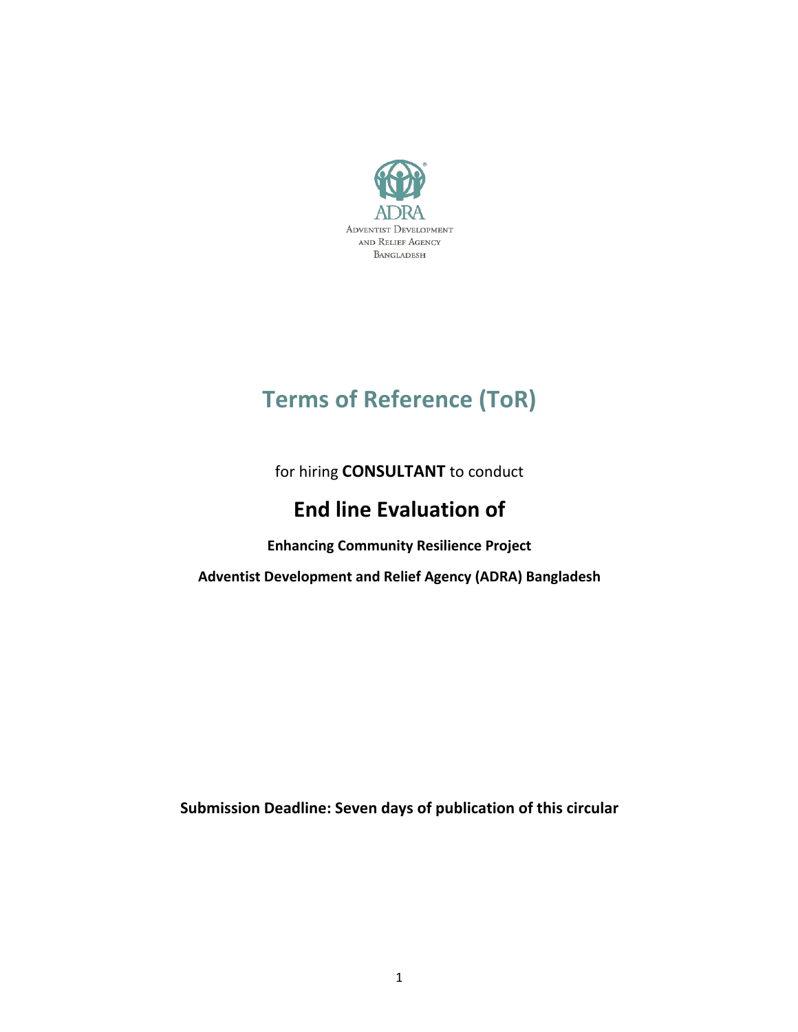ADRA
Adventist Development and Relief Agency Bangladesh

# Terms of Reference (ToR)

for hiring **CONSULTANT** to conduct

## End line Evaluation of

**Enhancing Community Resilience Project**

**Adventist Development and Relief Agency (ADRA) Bangladesh**

**Submission Deadline: Seven days of publication of this circular**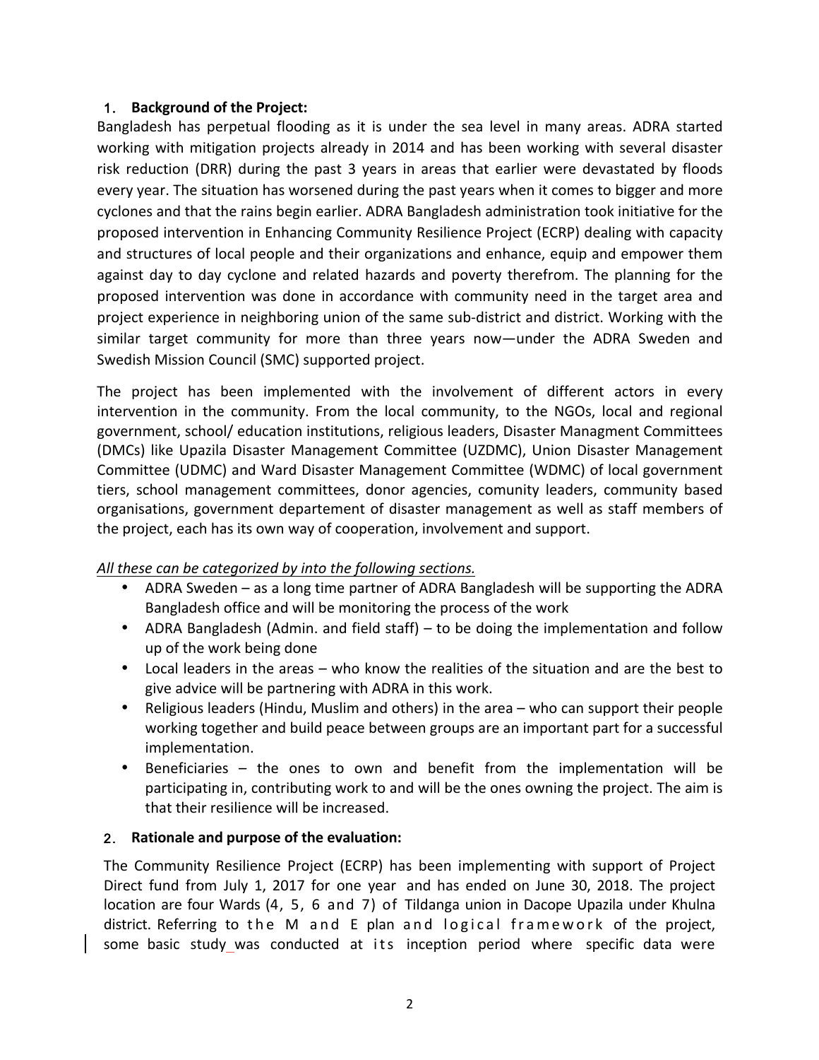## 1. Background of the Project:

Bangladesh has perpetual flooding as it is under the sea level in many areas. ADRA started working with mitigation projects already in 2014 and has been working with several disaster risk reduction (DRR) during the past 3 years in areas that earlier were devastated by floods every year. The situation has worsened during the past years when it comes to bigger and more cyclones and that the rains begin earlier. ADRA Bangladesh administration took initiative for the proposed intervention in Enhancing Community Resilience Project (ECRP) dealing with capacity and structures of local people and their organizations and enhance, equip and empower them against day to day cyclone and related hazards and poverty therefrom. The planning for the proposed intervention was done in accordance with community need in the target area and project experience in neighboring union of the same sub-district and district. Working with the similar target community for more than three years now—under the ADRA Sweden and Swedish Mission Council (SMC) supported project.

The project has been implemented with the involvement of different actors in every intervention in the community. From the local community, to the NGOs, local and regional government, school/ education institutions, religious leaders, Disaster Managment Committees (DMCs) like Upazila Disaster Management Committee (UZDMC), Union Disaster Management Committee (UDMC) and Ward Disaster Management Committee (WDMC) of local government tiers, school management committees, donor agencies, comunity leaders, community based organisations, government departement of disaster management as well as staff members of the project, each has its own way of cooperation, involvement and support.

*All these can be categorized by into the following sections.*

- ADRA Sweden – as a long time partner of ADRA Bangladesh will be supporting the ADRA Bangladesh office and will be monitoring the process of the work
- ADRA Bangladesh (Admin. and field staff) – to be doing the implementation and follow up of the work being done
- Local leaders in the areas – who know the realities of the situation and are the best to give advice will be partnering with ADRA in this work.
- Religious leaders (Hindu, Muslim and others) in the area – who can support their people working together and build peace between groups are an important part for a successful implementation.
- Beneficiaries – the ones to own and benefit from the implementation will be participating in, contributing work to and will be the ones owning the project. The aim is that their resilience will be increased.

## 2. Rationale and purpose of the evaluation:

The Community Resilience Project (ECRP) has been implementing with support of Project Direct fund from July 1, 2017 for one year and has ended on June 30, 2018. The project location are four Wards (4, 5, 6 and 7) of Tildanga union in Dacope Upazila under Khulna district. Referring to the M and E plan and logical framework of the project, some basic study was conducted at its inception period where specific data were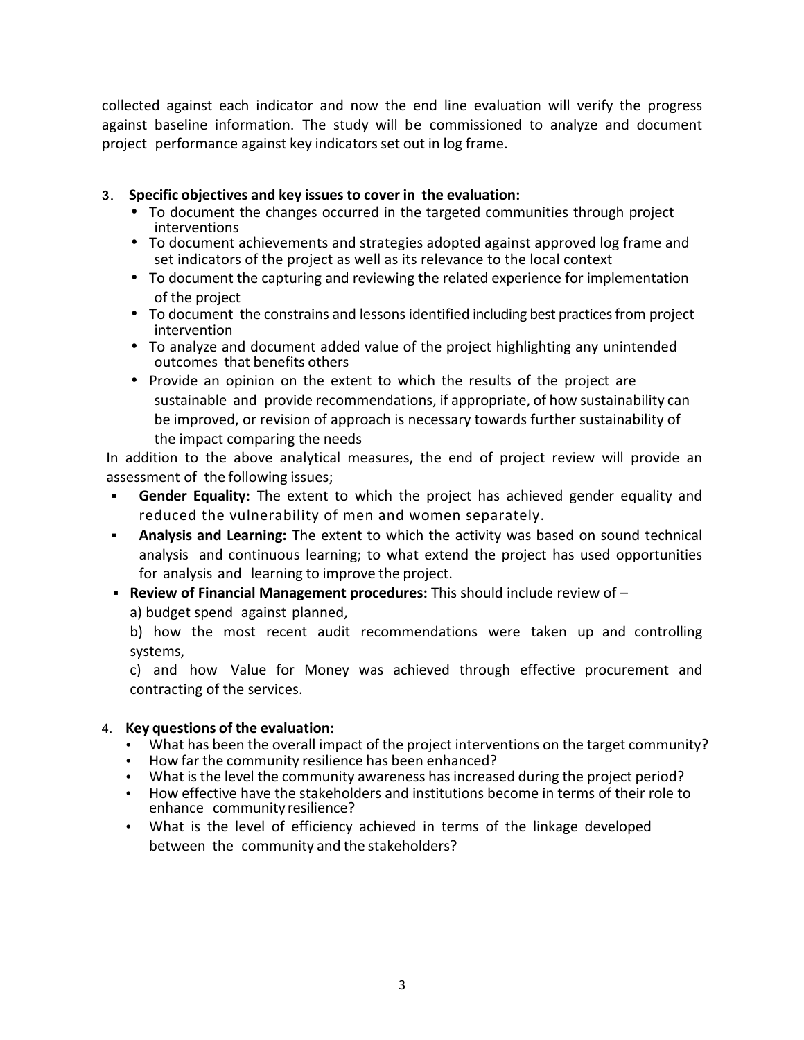collected against each indicator and now the end line evaluation will verify the progress against baseline information. The study will be commissioned to analyze and document project performance against key indicators set out in log frame.

## 3. Specific objectives and key issues to cover in the evaluation:

- To document the changes occurred in the targeted communities through project interventions
- To document achievements and strategies adopted against approved log frame and set indicators of the project as well as its relevance to the local context
- To document the capturing and reviewing the related experience for implementation of the project
- To document the constrains and lessons identified including best practices from project intervention
- To analyze and document added value of the project highlighting any unintended outcomes that benefits others
- Provide an opinion on the extent to which the results of the project are sustainable and provide recommendations, if appropriate, of how sustainability can be improved, or revision of approach is necessary towards further sustainability of the impact comparing the needs

In addition to the above analytical measures, the end of project review will provide an assessment of the following issues;

- **Gender Equality:** The extent to which the project has achieved gender equality and reduced the vulnerability of men and women separately.
- **Analysis and Learning:** The extent to which the activity was based on sound technical analysis and continuous learning; to what extend the project has used opportunities for analysis and learning to improve the project.
- **Review of Financial Management procedures:** This should include review of –

  a) budget spend against planned,

  b) how the most recent audit recommendations were taken up and controlling systems,

  c) and how Value for Money was achieved through effective procurement and contracting of the services.

## 4. Key questions of the evaluation:

- What has been the overall impact of the project interventions on the target community?
- How far the community resilience has been enhanced?
- What is the level the community awareness has increased during the project period?
- How effective have the stakeholders and institutions become in terms of their role to enhance community resilience?
- What is the level of efficiency achieved in terms of the linkage developed between the community and the stakeholders?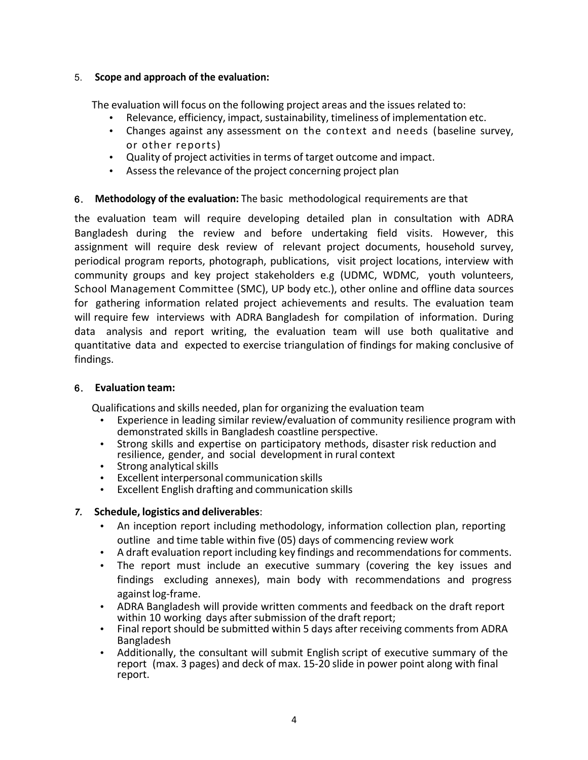5. **Scope and approach of the evaluation:**

The evaluation will focus on the following project areas and the issues related to:

- Relevance, efficiency, impact, sustainability, timeliness of implementation etc.
- Changes against any assessment on the context and needs (baseline survey, or other reports)
- Quality of project activities in terms of target outcome and impact.
- Assess the relevance of the project concerning project plan

6. **Methodology of the evaluation:** The basic methodological requirements are that

the evaluation team will require developing detailed plan in consultation with ADRA Bangladesh during the review and before undertaking field visits. However, this assignment will require desk review of relevant project documents, household survey, periodical program reports, photograph, publications, visit project locations, interview with community groups and key project stakeholders e.g (UDMC, WDMC, youth volunteers, School Management Committee (SMC), UP body etc.), other online and offline data sources for gathering information related project achievements and results. The evaluation team will require few interviews with ADRA Bangladesh for compilation of information. During data analysis and report writing, the evaluation team will use both qualitative and quantitative data and expected to exercise triangulation of findings for making conclusive of findings.

6. **Evaluation team:**

Qualifications and skills needed, plan for organizing the evaluation team

- Experience in leading similar review/evaluation of community resilience program with demonstrated skills in Bangladesh coastline perspective.
- Strong skills and expertise on participatory methods, disaster risk reduction and resilience, gender, and social development in rural context
- Strong analytical skills
- Excellent interpersonal communication skills
- Excellent English drafting and communication skills

*7.* **Schedule, logistics and deliverables**:

- An inception report including methodology, information collection plan, reporting outline and time table within five (05) days of commencing review work
- A draft evaluation report including key findings and recommendations for comments.
- The report must include an executive summary (covering the key issues and findings excluding annexes), main body with recommendations and progress against log-frame.
- ADRA Bangladesh will provide written comments and feedback on the draft report within 10 working days after submission of the draft report;
- Final report should be submitted within 5 days after receiving comments from ADRA Bangladesh
- Additionally, the consultant will submit English script of executive summary of the report (max. 3 pages) and deck of max. 15-20 slide in power point along with final report.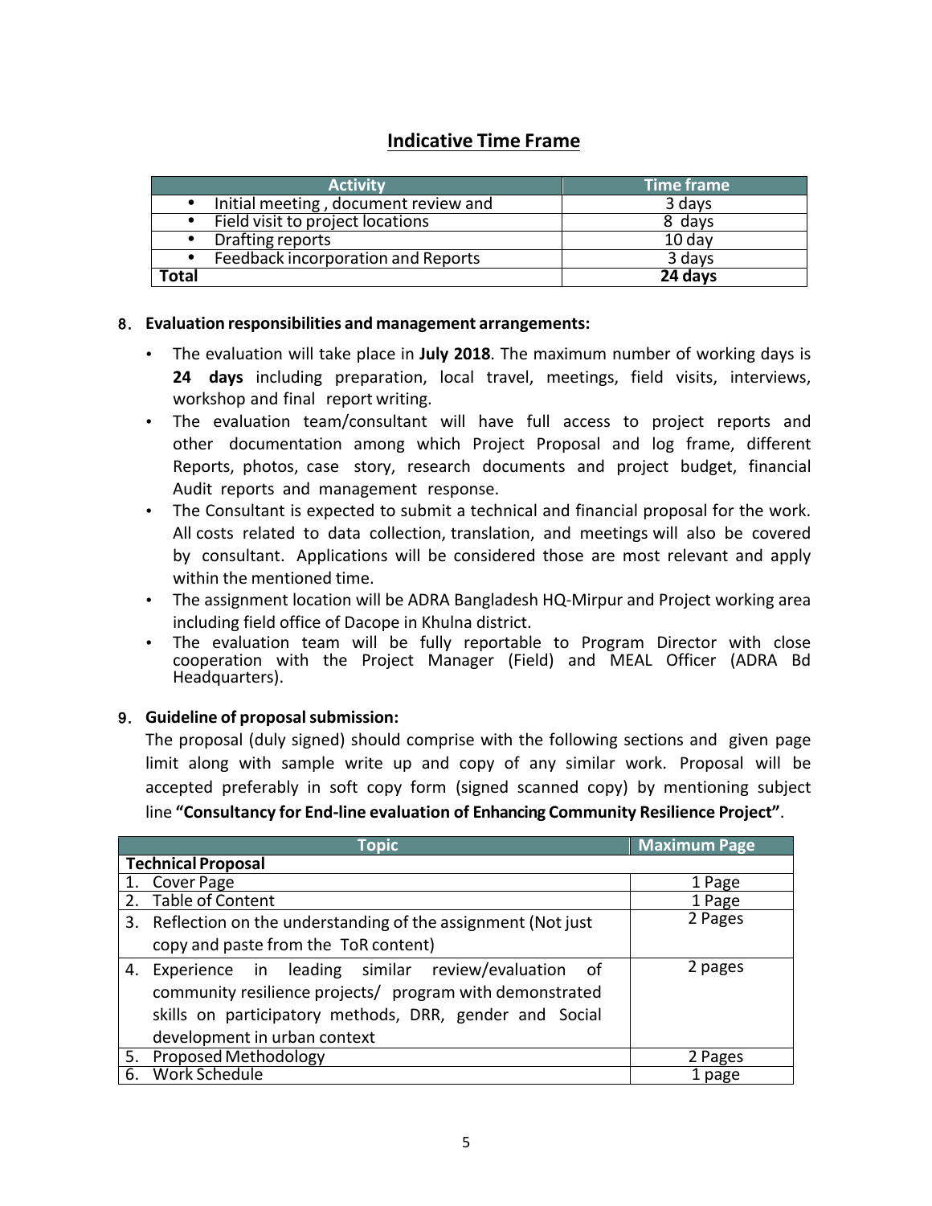## Indicative Time Frame

| Activity | Time frame |
|---|---|
| • Initial meeting , document review and | 3 days |
| • Field visit to project locations | 8 days |
| • Drafting reports | 10 day |
| • Feedback incorporation and Reports | 3 days |
| **Total** | **24 days** |

8. **Evaluation responsibilities and management arrangements:**

- The evaluation will take place in **July 2018**. The maximum number of working days is **24 days** including preparation, local travel, meetings, field visits, interviews, workshop and final report writing.
- The evaluation team/consultant will have full access to project reports and other documentation among which Project Proposal and log frame, different Reports, photos, case story, research documents and project budget, financial Audit reports and management response.
- The Consultant is expected to submit a technical and financial proposal for the work. All costs related to data collection, translation, and meetings will also be covered by consultant. Applications will be considered those are most relevant and apply within the mentioned time.
- The assignment location will be ADRA Bangladesh HQ-Mirpur and Project working area including field office of Dacope in Khulna district.
- The evaluation team will be fully reportable to Program Director with close cooperation with the Project Manager (Field) and MEAL Officer (ADRA Bd Headquarters).

9. **Guideline of proposal submission:**

The proposal (duly signed) should comprise with the following sections and given page limit along with sample write up and copy of any similar work. Proposal will be accepted preferably in soft copy form (signed scanned copy) by mentioning subject line **"Consultancy for End-line evaluation of Enhancing Community Resilience Project"**.

| Topic | Maximum Page |
|---|---|
| **Technical Proposal** | |
| 1. Cover Page | 1 Page |
| 2. Table of Content | 1 Page |
| 3. Reflection on the understanding of the assignment (Not just copy and paste from the ToR content) | 2 Pages |
| 4. Experience in leading similar review/evaluation of community resilience projects/ program with demonstrated skills on participatory methods, DRR, gender and Social development in urban context | 2 pages |
| 5. Proposed Methodology | 2 Pages |
| 6. Work Schedule | 1 page |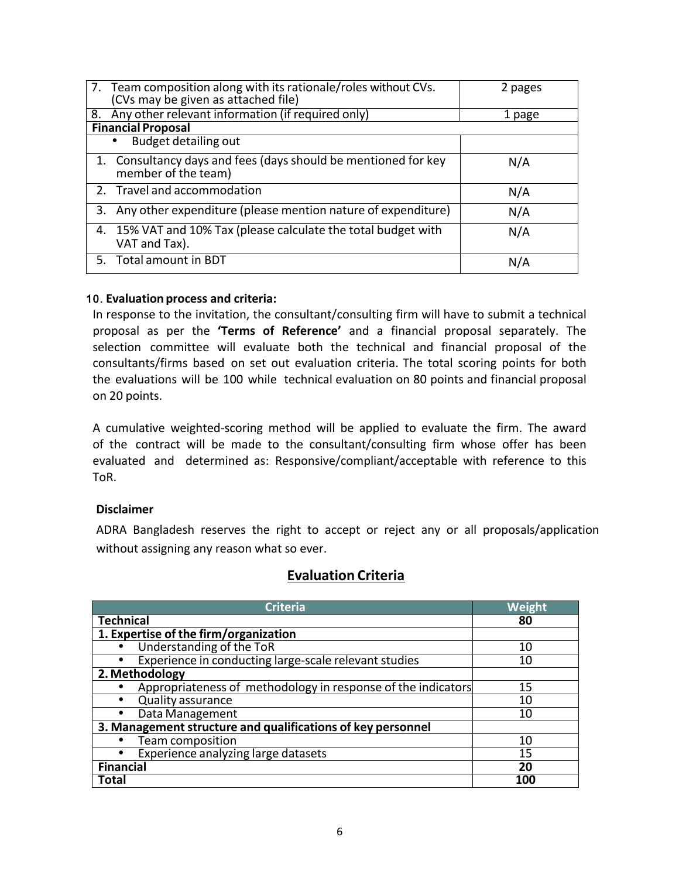| | |
|---|---|
| 7. Team composition along with its rationale/roles without CVs. (CVs may be given as attached file) | 2 pages |
| 8. Any other relevant information (if required only) | 1 page |
| **Financial Proposal** | |
| • Budget detailing out | |
| 1. Consultancy days and fees (days should be mentioned for key member of the team) | N/A |
| 2. Travel and accommodation | N/A |
| 3. Any other expenditure (please mention nature of expenditure) | N/A |
| 4. 15% VAT and 10% Tax (please calculate the total budget with VAT and Tax). | N/A |
| 5. Total amount in BDT | N/A |

**10. Evaluation process and criteria:**

In response to the invitation, the consultant/consulting firm will have to submit a technical proposal as per the **'Terms of Reference'** and a financial proposal separately. The selection committee will evaluate both the technical and financial proposal of the consultants/firms based on set out evaluation criteria. The total scoring points for both the evaluations will be 100 while technical evaluation on 80 points and financial proposal on 20 points.

A cumulative weighted-scoring method will be applied to evaluate the firm. The award of the contract will be made to the consultant/consulting firm whose offer has been evaluated and determined as: Responsive/compliant/acceptable with reference to this ToR.

**Disclaimer**

ADRA Bangladesh reserves the right to accept or reject any or all proposals/application without assigning any reason what so ever.

## Evaluation Criteria

| Criteria | Weight |
|---|---|
| **Technical** | **80** |
| **1. Expertise of the firm/organization** | |
| • Understanding of the ToR | 10 |
| • Experience in conducting large-scale relevant studies | 10 |
| **2. Methodology** | |
| • Appropriateness of methodology in response of the indicators | 15 |
| • Quality assurance | 10 |
| • Data Management | 10 |
| **3. Management structure and qualifications of key personnel** | |
| • Team composition | 10 |
| • Experience analyzing large datasets | 15 |
| **Financial** | **20** |
| **Total** | **100** |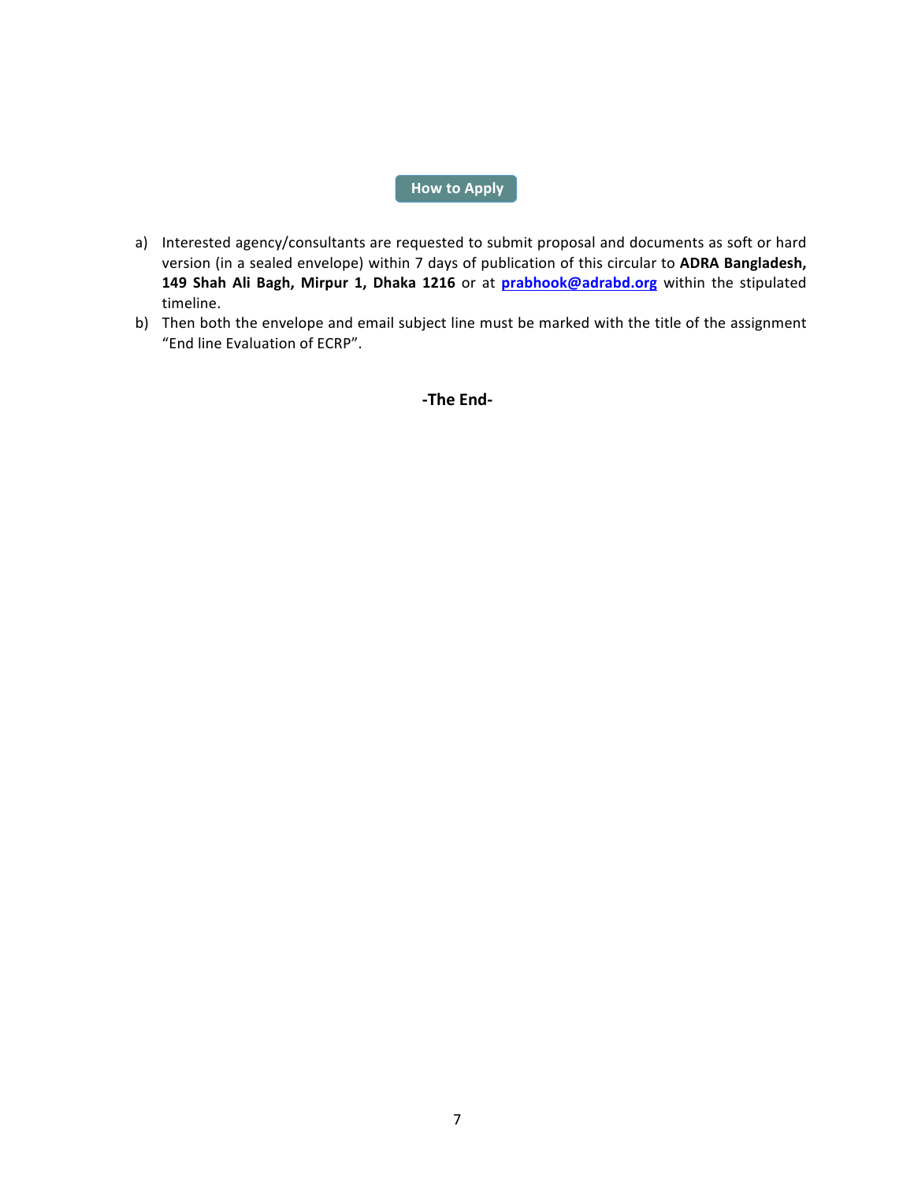## How to Apply

a) Interested agency/consultants are requested to submit proposal and documents as soft or hard version (in a sealed envelope) within 7 days of publication of this circular to **ADRA Bangladesh, 149 Shah Ali Bagh, Mirpur 1, Dhaka 1216** or at **prabhook@adrabd.org** within the stipulated timeline.

b) Then both the envelope and email subject line must be marked with the title of the assignment "End line Evaluation of ECRP".

**-The End-**